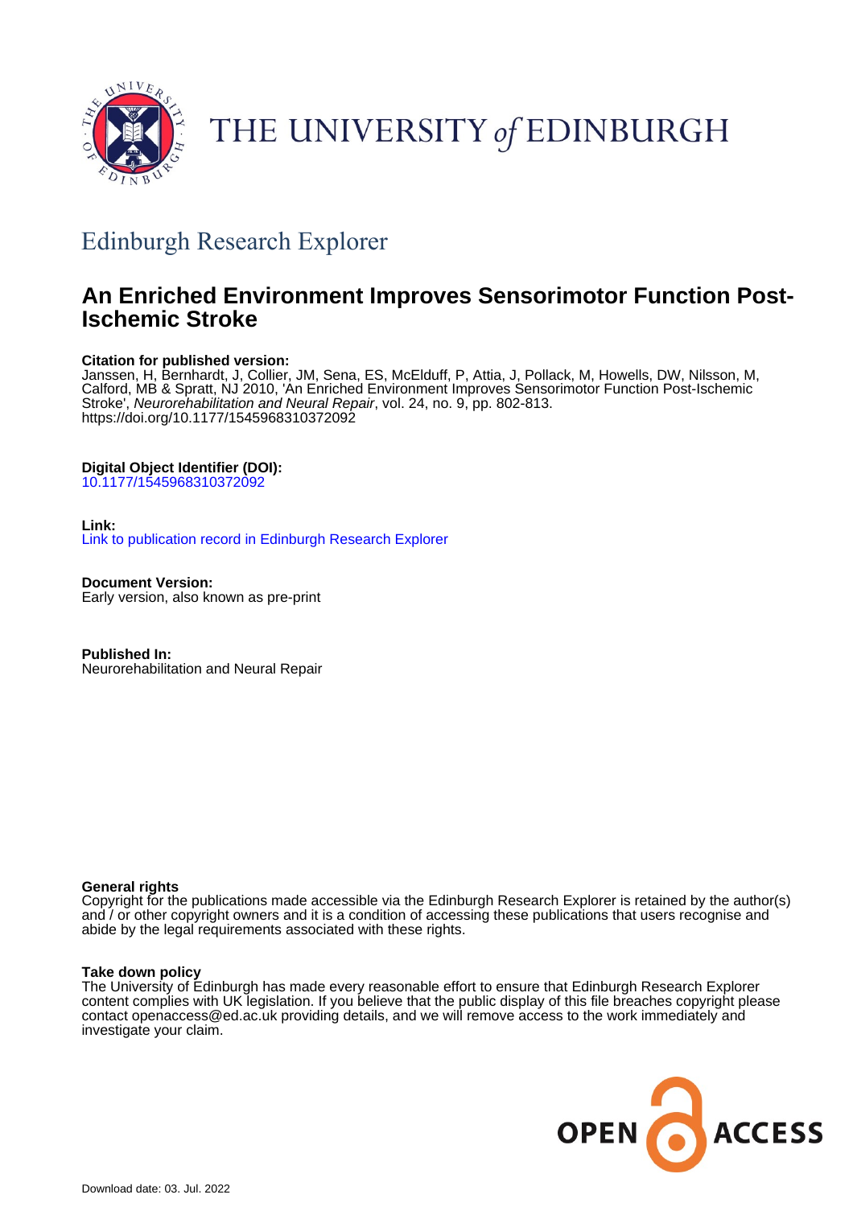THE UNIVERSITY of EDINBURGH

Edinburgh Research Explorer

# An Enriched Environment Improves Sensorimotor Function Post-Ischemic Stroke

**Citation for published version:**
Janssen, H, Bernhardt, J, Collier, JM, Sena, ES, McElduff, P, Attia, J, Pollack, M, Howells, DW, Nilsson, M, Calford, MB & Spratt, NJ 2010, 'An Enriched Environment Improves Sensorimotor Function Post-Ischemic Stroke', *Neurorehabilitation and Neural Repair*, vol. 24, no. 9, pp. 802-813. https://doi.org/10.1177/1545968310372092

**Digital Object Identifier (DOI):**
10.1177/1545968310372092

**Link:**
Link to publication record in Edinburgh Research Explorer

**Document Version:**
Early version, also known as pre-print

**Published In:**
Neurorehabilitation and Neural Repair

**General rights**
Copyright for the publications made accessible via the Edinburgh Research Explorer is retained by the author(s) and / or other copyright owners and it is a condition of accessing these publications that users recognise and abide by the legal requirements associated with these rights.

**Take down policy**
The University of Edinburgh has made every reasonable effort to ensure that Edinburgh Research Explorer content complies with UK legislation. If you believe that the public display of this file breaches copyright please contact openaccess@ed.ac.uk providing details, and we will remove access to the work immediately and investigate your claim.

OPEN ACCESS

Download date: 03. Jul. 2022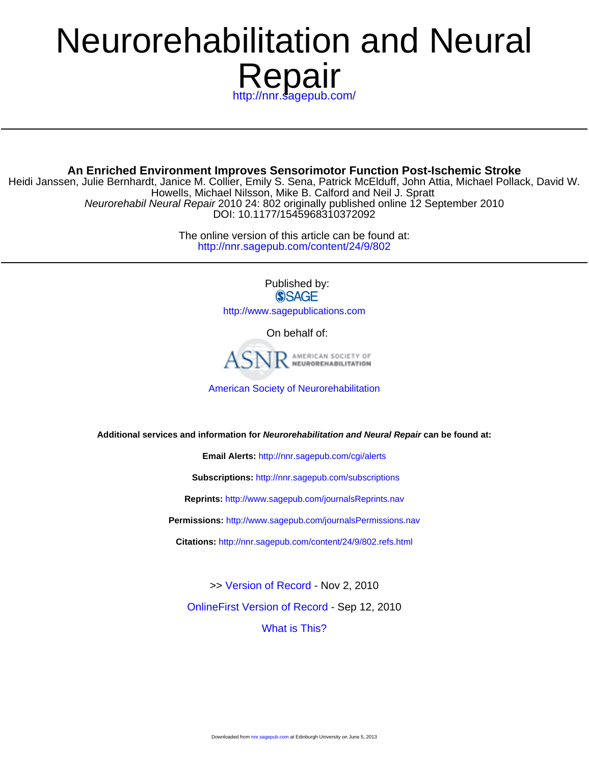# Neurorehabilitation and Neural Repair

http://nnr.sagepub.com/

---

**An Enriched Environment Improves Sensorimotor Function Post-Ischemic Stroke**

Heidi Janssen, Julie Bernhardt, Janice M. Collier, Emily S. Sena, Patrick McElduff, John Attia, Michael Pollack, David W. Howells, Michael Nilsson, Mike B. Calford and Neil J. Spratt

*Neurorehabil Neural Repair* 2010 24: 802 originally published online 12 September 2010

DOI: 10.1177/1545968310372092

The online version of this article can be found at:

http://nnr.sagepub.com/content/24/9/802

---

Published by:

SAGE

http://www.sagepublications.com

On behalf of:

ASNR AMERICAN SOCIETY OF NEUROREHABILITATION

American Society of Neurorehabilitation

**Additional services and information for *Neurorehabilitation and Neural Repair* can be found at:**

**Email Alerts:** http://nnr.sagepub.com/cgi/alerts

**Subscriptions:** http://nnr.sagepub.com/subscriptions

**Reprints:** http://www.sagepub.com/journalsReprints.nav

**Permissions:** http://www.sagepub.com/journalsPermissions.nav

**Citations:** http://nnr.sagepub.com/content/24/9/802.refs.html

>> Version of Record - Nov 2, 2010

OnlineFirst Version of Record - Sep 12, 2010

What is This?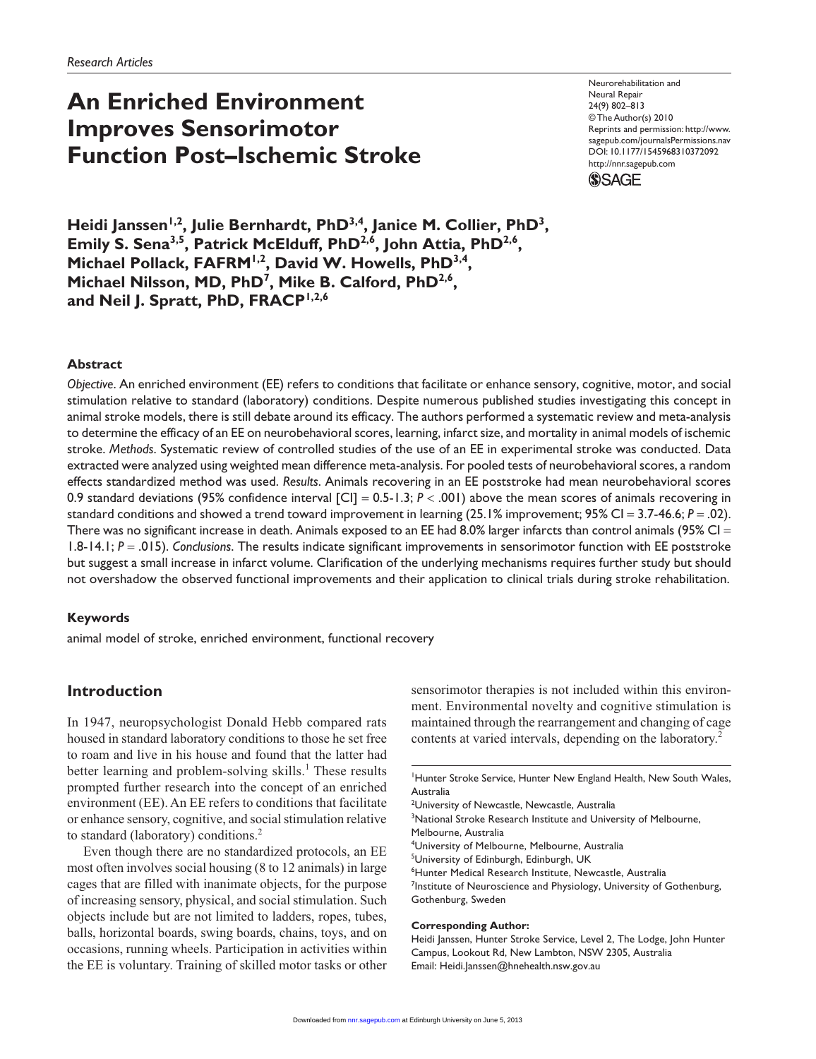Research Articles

# An Enriched Environment Improves Sensorimotor Function Post–Ischemic Stroke

Neurorehabilitation and Neural Repair
24(9) 802–813
© The Author(s) 2010
Reprints and permission: http://www.sagepub.com/journalsPermissions.nav
DOI: 10.1177/1545968310372092
http://nnr.sagepub.com

**Heidi Janssen[1,2], Julie Bernhardt, PhD[3,4], Janice M. Collier, PhD[3], Emily S. Sena[3,5], Patrick McElduff, PhD[2,6], John Attia, PhD[2,6], Michael Pollack, FAFRM[1,2], David W. Howells, PhD[3,4], Michael Nilsson, MD, PhD[7], Mike B. Calford, PhD[2,6], and Neil J. Spratt, PhD, FRACP[1,2,6]**

## Abstract

*Objective*. An enriched environment (EE) refers to conditions that facilitate or enhance sensory, cognitive, motor, and social stimulation relative to standard (laboratory) conditions. Despite numerous published studies investigating this concept in animal stroke models, there is still debate around its efficacy. The authors performed a systematic review and meta-analysis to determine the efficacy of an EE on neurobehavioral scores, learning, infarct size, and mortality in animal models of ischemic stroke. *Methods*. Systematic review of controlled studies of the use of an EE in experimental stroke was conducted. Data extracted were analyzed using weighted mean difference meta-analysis. For pooled tests of neurobehavioral scores, a random effects standardized method was used. *Results*. Animals recovering in an EE poststroke had mean neurobehavioral scores 0.9 standard deviations (95% confidence interval [CI] = 0.5-1.3; $P < .001$) above the mean scores of animals recovering in standard conditions and showed a trend toward improvement in learning (25.1% improvement; 95% CI = 3.7-46.6; $P = .02$). There was no significant increase in death. Animals exposed to an EE had 8.0% larger infarcts than control animals (95% CI = 1.8-14.1; $P = .015$). *Conclusions*. The results indicate significant improvements in sensorimotor function with EE poststroke but suggest a small increase in infarct volume. Clarification of the underlying mechanisms requires further study but should not overshadow the observed functional improvements and their application to clinical trials during stroke rehabilitation.

## Keywords

animal model of stroke, enriched environment, functional recovery

## Introduction

In 1947, neuropsychologist Donald Hebb compared rats housed in standard laboratory conditions to those he set free to roam and live in his house and found that the latter had better learning and problem-solving skills.[1] These results prompted further research into the concept of an enriched environment (EE). An EE refers to conditions that facilitate or enhance sensory, cognitive, and social stimulation relative to standard (laboratory) conditions.[2]

Even though there are no standardized protocols, an EE most often involves social housing (8 to 12 animals) in large cages that are filled with inanimate objects, for the purpose of increasing sensory, physical, and social stimulation. Such objects include but are not limited to ladders, ropes, tubes, balls, horizontal boards, swing boards, chains, toys, and on occasions, running wheels. Participation in activities within the EE is voluntary. Training of skilled motor tasks or other sensorimotor therapies is not included within this environment. Environmental novelty and cognitive stimulation is maintained through the rearrangement and changing of cage contents at varied intervals, depending on the laboratory.[2]

[1]Hunter Stroke Service, Hunter New England Health, New South Wales, Australia
[2]University of Newcastle, Newcastle, Australia
[3]National Stroke Research Institute and University of Melbourne, Melbourne, Australia
[4]University of Melbourne, Melbourne, Australia
[5]University of Edinburgh, Edinburgh, UK
[6]Hunter Medical Research Institute, Newcastle, Australia
[7]Institute of Neuroscience and Physiology, University of Gothenburg, Gothenburg, Sweden

**Corresponding Author:**
Heidi Janssen, Hunter Stroke Service, Level 2, The Lodge, John Hunter Campus, Lookout Rd, New Lambton, NSW 2305, Australia
Email: Heidi.Janssen@hnehealth.nsw.gov.au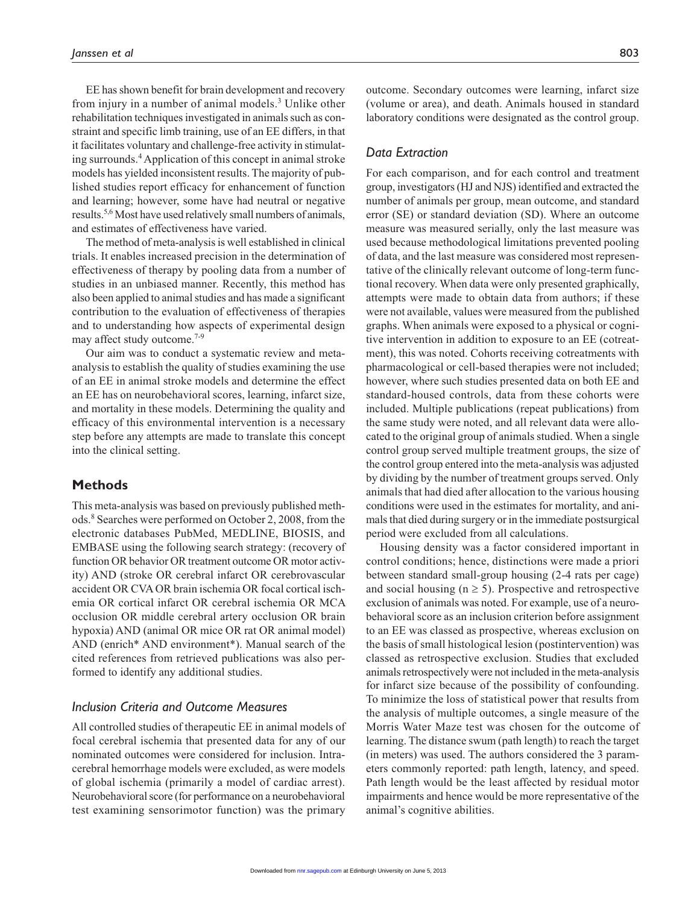EE has shown benefit for brain development and recovery from injury in a number of animal models.[3] Unlike other rehabilitation techniques investigated in animals such as constraint and specific limb training, use of an EE differs, in that it facilitates voluntary and challenge-free activity in stimulating surrounds.[4] Application of this concept in animal stroke models has yielded inconsistent results. The majority of published studies report efficacy for enhancement of function and learning; however, some have had neutral or negative results.[5,6] Most have used relatively small numbers of animals, and estimates of effectiveness have varied.

The method of meta-analysis is well established in clinical trials. It enables increased precision in the determination of effectiveness of therapy by pooling data from a number of studies in an unbiased manner. Recently, this method has also been applied to animal studies and has made a significant contribution to the evaluation of effectiveness of therapies and to understanding how aspects of experimental design may affect study outcome.[7-9]

Our aim was to conduct a systematic review and meta-analysis to establish the quality of studies examining the use of an EE in animal stroke models and determine the effect an EE has on neurobehavioral scores, learning, infarct size, and mortality in these models. Determining the quality and efficacy of this environmental intervention is a necessary step before any attempts are made to translate this concept into the clinical setting.

## Methods

This meta-analysis was based on previously published methods.[8] Searches were performed on October 2, 2008, from the electronic databases PubMed, MEDLINE, BIOSIS, and EMBASE using the following search strategy: (recovery of function OR behavior OR treatment outcome OR motor activity) AND (stroke OR cerebral infarct OR cerebrovascular accident OR CVA OR brain ischemia OR focal cortical ischemia OR cortical infarct OR cerebral ischemia OR MCA occlusion OR middle cerebral artery occlusion OR brain hypoxia) AND (animal OR mice OR rat OR animal model) AND (enrich* AND environment*). Manual search of the cited references from retrieved publications was also performed to identify any additional studies.

### *Inclusion Criteria and Outcome Measures*

All controlled studies of therapeutic EE in animal models of focal cerebral ischemia that presented data for any of our nominated outcomes were considered for inclusion. Intracerebral hemorrhage models were excluded, as were models of global ischemia (primarily a model of cardiac arrest). Neurobehavioral score (for performance on a neurobehavioral test examining sensorimotor function) was the primary outcome. Secondary outcomes were learning, infarct size (volume or area), and death. Animals housed in standard laboratory conditions were designated as the control group.

### *Data Extraction*

For each comparison, and for each control and treatment group, investigators (HJ and NJS) identified and extracted the number of animals per group, mean outcome, and standard error (SE) or standard deviation (SD). Where an outcome measure was measured serially, only the last measure was used because methodological limitations prevented pooling of data, and the last measure was considered most representative of the clinically relevant outcome of long-term functional recovery. When data were only presented graphically, attempts were made to obtain data from authors; if these were not available, values were measured from the published graphs. When animals were exposed to a physical or cognitive intervention in addition to exposure to an EE (cotreatment), this was noted. Cohorts receiving cotreatments with pharmacological or cell-based therapies were not included; however, where such studies presented data on both EE and standard-housed controls, data from these cohorts were included. Multiple publications (repeat publications) from the same study were noted, and all relevant data were allocated to the original group of animals studied. When a single control group served multiple treatment groups, the size of the control group entered into the meta-analysis was adjusted by dividing by the number of treatment groups served. Only animals that had died after allocation to the various housing conditions were used in the estimates for mortality, and animals that died during surgery or in the immediate postsurgical period were excluded from all calculations.

Housing density was a factor considered important in control conditions; hence, distinctions were made a priori between standard small-group housing (2-4 rats per cage) and social housing ($n \geq 5$). Prospective and retrospective exclusion of animals was noted. For example, use of a neurobehavioral score as an inclusion criterion before assignment to an EE was classed as prospective, whereas exclusion on the basis of small histological lesion (postintervention) was classed as retrospective exclusion. Studies that excluded animals retrospectively were not included in the meta-analysis for infarct size because of the possibility of confounding. To minimize the loss of statistical power that results from the analysis of multiple outcomes, a single measure of the Morris Water Maze test was chosen for the outcome of learning. The distance swum (path length) to reach the target (in meters) was used. The authors considered the 3 parameters commonly reported: path length, latency, and speed. Path length would be the least affected by residual motor impairments and hence would be more representative of the animal's cognitive abilities.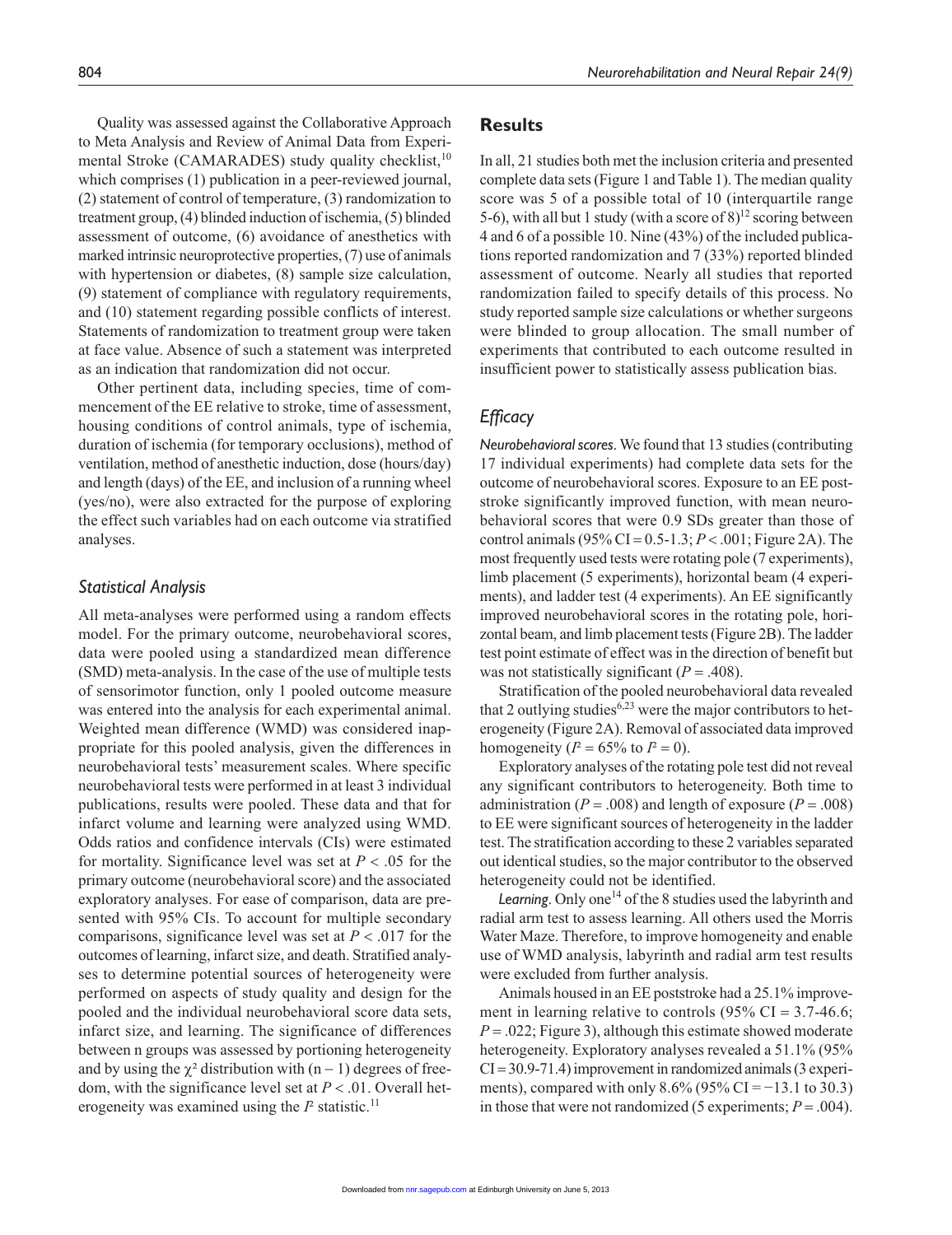Quality was assessed against the Collaborative Approach to Meta Analysis and Review of Animal Data from Experimental Stroke (CAMARADES) study quality checklist,[10] which comprises (1) publication in a peer-reviewed journal, (2) statement of control of temperature, (3) randomization to treatment group, (4) blinded induction of ischemia, (5) blinded assessment of outcome, (6) avoidance of anesthetics with marked intrinsic neuroprotective properties, (7) use of animals with hypertension or diabetes, (8) sample size calculation, (9) statement of compliance with regulatory requirements, and (10) statement regarding possible conflicts of interest. Statements of randomization to treatment group were taken at face value. Absence of such a statement was interpreted as an indication that randomization did not occur.

Other pertinent data, including species, time of commencement of the EE relative to stroke, time of assessment, housing conditions of control animals, type of ischemia, duration of ischemia (for temporary occlusions), method of ventilation, method of anesthetic induction, dose (hours/day) and length (days) of the EE, and inclusion of a running wheel (yes/no), were also extracted for the purpose of exploring the effect such variables had on each outcome via stratified analyses.

### *Statistical Analysis*

All meta-analyses were performed using a random effects model. For the primary outcome, neurobehavioral scores, data were pooled using a standardized mean difference (SMD) meta-analysis. In the case of the use of multiple tests of sensorimotor function, only 1 pooled outcome measure was entered into the analysis for each experimental animal. Weighted mean difference (WMD) was considered inappropriate for this pooled analysis, given the differences in neurobehavioral tests' measurement scales. Where specific neurobehavioral tests were performed in at least 3 individual publications, results were pooled. These data and that for infarct volume and learning were analyzed using WMD. Odds ratios and confidence intervals (CIs) were estimated for mortality. Significance level was set at $P < .05$ for the primary outcome (neurobehavioral score) and the associated exploratory analyses. For ease of comparison, data are presented with 95% CIs. To account for multiple secondary comparisons, significance level was set at $P < .017$ for the outcomes of learning, infarct size, and death. Stratified analyses to determine potential sources of heterogeneity were performed on aspects of study quality and design for the pooled and the individual neurobehavioral score data sets, infarct size, and learning. The significance of differences between n groups was assessed by portioning heterogeneity and by using the $\chi^2$ distribution with $(n - 1)$ degrees of freedom, with the significance level set at $P < .01$. Overall heterogeneity was examined using the $I^2$ statistic.[11]

## Results

In all, 21 studies both met the inclusion criteria and presented complete data sets (Figure 1 and Table 1). The median quality score was 5 of a possible total of 10 (interquartile range 5-6), with all but 1 study (with a score of 8)[12] scoring between 4 and 6 of a possible 10. Nine (43%) of the included publications reported randomization and 7 (33%) reported blinded assessment of outcome. Nearly all studies that reported randomization failed to specify details of this process. No study reported sample size calculations or whether surgeons were blinded to group allocation. The small number of experiments that contributed to each outcome resulted in insufficient power to statistically assess publication bias.

### *Efficacy*

***Neurobehavioral scores***. We found that 13 studies (contributing 17 individual experiments) had complete data sets for the outcome of neurobehavioral scores. Exposure to an EE poststroke significantly improved function, with mean neurobehavioral scores that were 0.9 SDs greater than those of control animals (95% CI = 0.5-1.3; $P < .001$; Figure 2A). The most frequently used tests were rotating pole (7 experiments), limb placement (5 experiments), horizontal beam (4 experiments), and ladder test (4 experiments). An EE significantly improved neurobehavioral scores in the rotating pole, horizontal beam, and limb placement tests (Figure 2B). The ladder test point estimate of effect was in the direction of benefit but was not statistically significant ($P = .408$).

Stratification of the pooled neurobehavioral data revealed that 2 outlying studies[6,23] were the major contributors to heterogeneity (Figure 2A). Removal of associated data improved homogeneity ($I^2 = 65\%$ to $I^2 = 0$).

Exploratory analyses of the rotating pole test did not reveal any significant contributors to heterogeneity. Both time to administration ($P = .008$) and length of exposure ($P = .008$) to EE were significant sources of heterogeneity in the ladder test. The stratification according to these 2 variables separated out identical studies, so the major contributor to the observed heterogeneity could not be identified.

***Learning***. Only one[14] of the 8 studies used the labyrinth and radial arm test to assess learning. All others used the Morris Water Maze. Therefore, to improve homogeneity and enable use of WMD analysis, labyrinth and radial arm test results were excluded from further analysis.

Animals housed in an EE poststroke had a 25.1% improvement in learning relative to controls (95% CI = 3.7-46.6; $P = .022$; Figure 3), although this estimate showed moderate heterogeneity. Exploratory analyses revealed a 51.1% (95% CI = 30.9-71.4) improvement in randomized animals (3 experiments), compared with only 8.6% (95% CI = −13.1 to 30.3) in those that were not randomized (5 experiments; $P = .004$).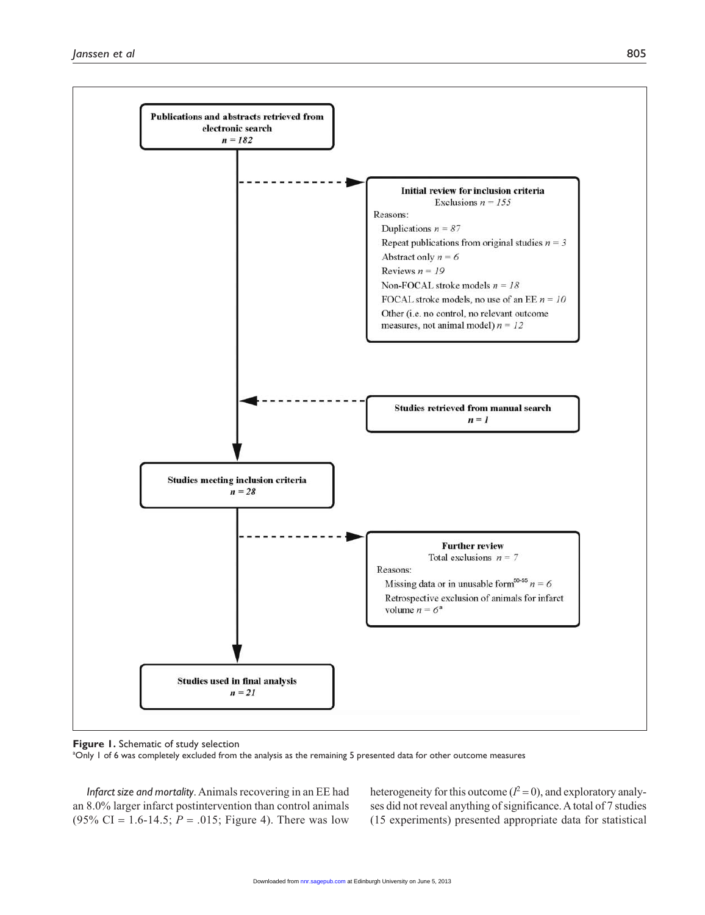Publications and abstracts retrieved from electronic search
*n = 182*

Initial review for inclusion criteria
Exclusions *n = 155*
Reasons:
Duplications *n = 87*
Repeat publications from original studies *n = 3*
Abstract only *n = 6*
Reviews *n = 19*
Non-FOCAL stroke models *n = 18*
FOCAL stroke models, no use of an EE *n = 10*
Other (i.e. no control, no relevant outcome measures, not animal model) *n = 12*

Studies retrieved from manual search
*n = 1*

Studies meeting inclusion criteria
*n = 28*

Further review
Total exclusions *n = 7*
Reasons:
Missing data or in unusable form[50-55] *n = 6*
Retrospective exclusion of animals for infarct volume *n = 6*[a]

Studies used in final analysis
*n = 21*

**Figure 1.** Schematic of study selection
[a]Only 1 of 6 was completely excluded from the analysis as the remaining 5 presented data for other outcome measures

*Infarct size and mortality*. Animals recovering in an EE had an 8.0% larger infarct postintervention than control animals (95% CI = 1.6-14.5; *P* = .015; Figure 4). There was low heterogeneity for this outcome ($I^2 = 0$), and exploratory analyses did not reveal anything of significance. A total of 7 studies (15 experiments) presented appropriate data for statistical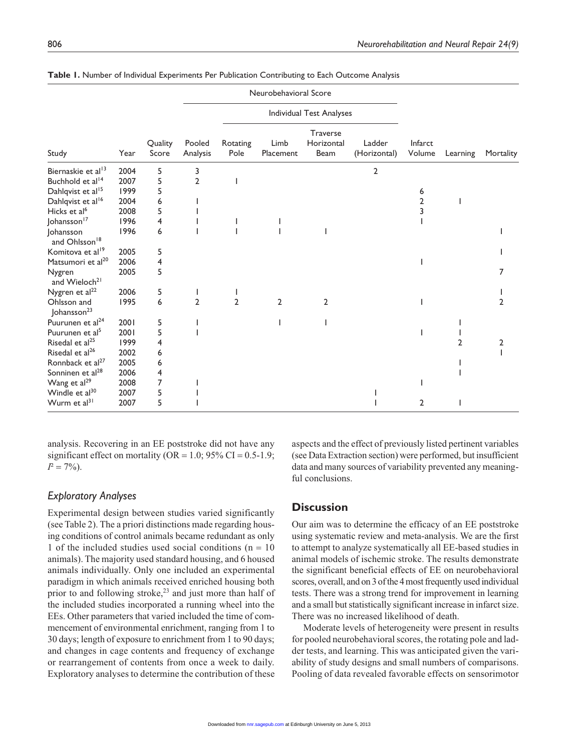**Table 1.** Number of Individual Experiments Per Publication Contributing to Each Outcome Analysis

| | | | Neurobehavioral Score | | | | | | | |
|---|---|---|---|---|---|---|---|---|---|---|
| | | | | Individual Test Analyses | | | | | | |
| Study | Year | Quality Score | Pooled Analysis | Rotating Pole | Limb Placement | Traverse Horizontal Beam | Ladder (Horizontal) | Infarct Volume | Learning | Mortality |
| Biernaskie et al[13] | 2004 | 5 | 3 | | | | 2 | | | |
| Buchhold et al[14] | 2007 | 5 | 2 | 1 | | | | | | |
| Dahlqvist et al[15] | 1999 | 5 | | | | | | 6 | | |
| Dahlqvist et al[16] | 2004 | 6 | 1 | | | | | 2 | 1 | |
| Hicks et al[6] | 2008 | 5 | 1 | | | | | 3 | | |
| Johansson[17] | 1996 | 4 | 1 | 1 | 1 | | | 1 | | |
| Johansson and Ohlsson[18] | 1996 | 6 | 1 | 1 | 1 | 1 | | | | 1 |
| Komitova et al[19] | 2005 | 5 | | | | | | | | 1 |
| Matsumori et al[20] | 2006 | 4 | | | | | | 1 | | |
| Nygren and Wieloch[21] | 2005 | 5 | | | | | | | | 7 |
| Nygren et al[22] | 2006 | 5 | 1 | 1 | | | | | | 1 |
| Ohlsson and Johansson[23] | 1995 | 6 | 2 | 2 | 2 | 2 | | 1 | | 2 |
| Puurunen et al[24] | 2001 | 5 | 1 | | 1 | 1 | | | 1 | |
| Puurunen et al[5] | 2001 | 5 | 1 | | | | | 1 | 1 | |
| Risedal et al[25] | 1999 | 4 | | | | | | | 2 | 2 |
| Risedal et al[26] | 2002 | 6 | | | | | | | | 1 |
| Ronnback et al[27] | 2005 | 6 | | | | | | | 1 | |
| Sonninen et al[28] | 2006 | 4 | | | | | | | 1 | |
| Wang et al[29] | 2008 | 7 | 1 | | | | | 1 | | |
| Windle et al[30] | 2007 | 5 | 1 | | | | 1 | | | |
| Wurm et al[31] | 2007 | 5 | 1 | | | | 1 | 2 | 1 | |

analysis. Recovering in an EE poststroke did not have any significant effect on mortality (OR = 1.0; 95% CI = 0.5-1.9; $I^2$ = 7%).

### Exploratory Analyses

Experimental design between studies varied significantly (see Table 2). The a priori distinctions made regarding housing conditions of control animals became redundant as only 1 of the included studies used social conditions (n = 10 animals). The majority used standard housing, and 6 housed animals individually. Only one included an experimental paradigm in which animals received enriched housing both prior to and following stroke,[23] and just more than half of the included studies incorporated a running wheel into the EEs. Other parameters that varied included the time of commencement of environmental enrichment, ranging from 1 to 30 days; length of exposure to enrichment from 1 to 90 days; and changes in cage contents and frequency of exchange or rearrangement of contents from once a week to daily. Exploratory analyses to determine the contribution of these aspects and the effect of previously listed pertinent variables (see Data Extraction section) were performed, but insufficient data and many sources of variability prevented any meaningful conclusions.

## Discussion

Our aim was to determine the efficacy of an EE poststroke using systematic review and meta-analysis. We are the first to attempt to analyze systematically all EE-based studies in animal models of ischemic stroke. The results demonstrate the significant beneficial effects of EE on neurobehavioral scores, overall, and on 3 of the 4 most frequently used individual tests. There was a strong trend for improvement in learning and a small but statistically significant increase in infarct size. There was no increased likelihood of death.

Moderate levels of heterogeneity were present in results for pooled neurobehavioral scores, the rotating pole and ladder tests, and learning. This was anticipated given the variability of study designs and small numbers of comparisons. Pooling of data revealed favorable effects on sensorimotor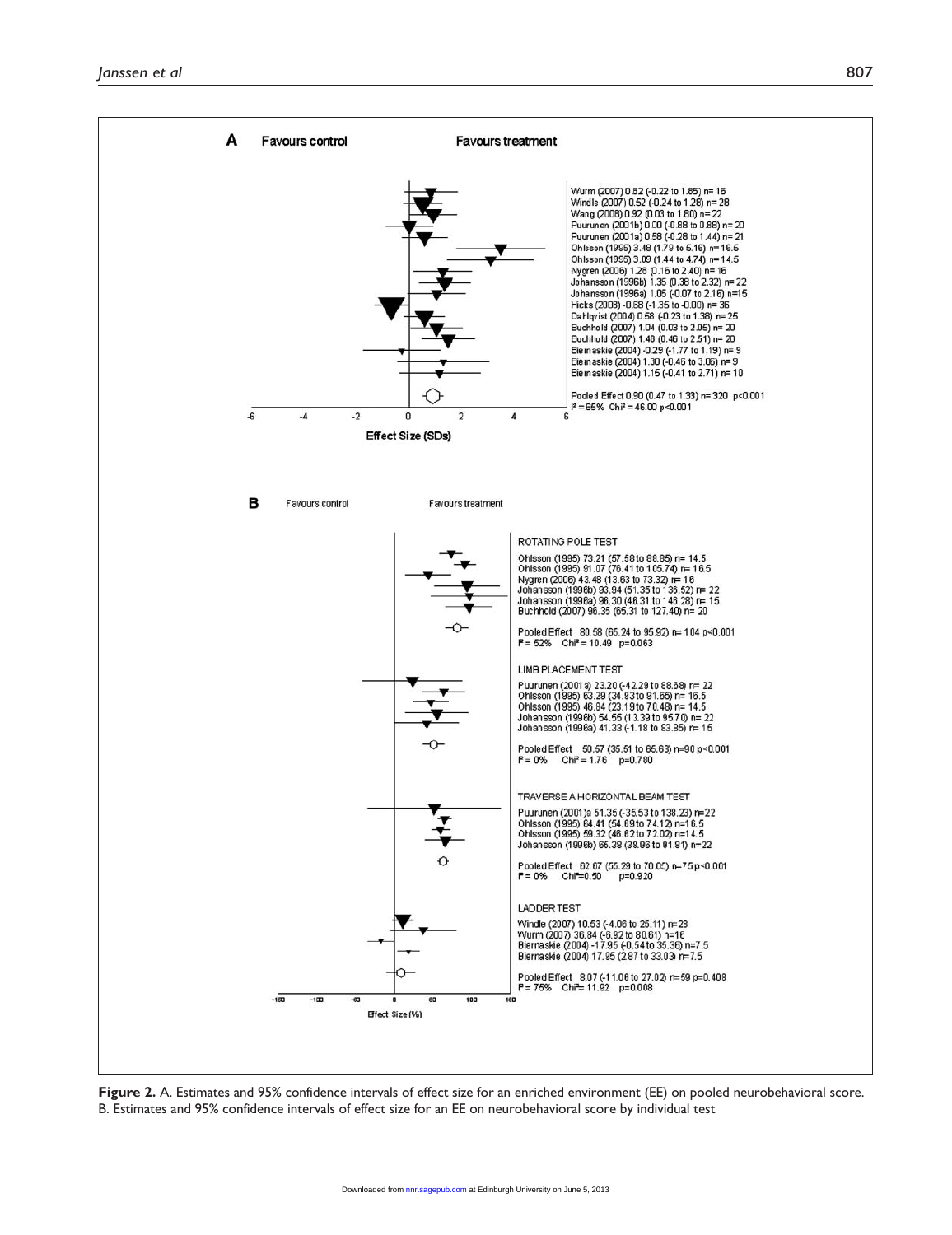A Favours control Favours treatment

Wurm (2007) 0.82 (-0.22 to 1.85) n= 16
Windle (2007) 0.52 (-0.24 to 1.28) n=28
Wang (2008) 0.92 (0.03 to 1.80) n= 22
Puurunen (2001b) 0.00 (-0.88 to 0.88) n= 20
Puurunen (2001a) 0.58 (-0.28 to 1.44) n= 21
Ohlsson (1995) 3.48 (1.79 to 5.16) n= 16.5
Ohlsson (1995) 3.09 (1.44 to 4.74) n= 14.5
Nygren (2006) 1.28 (0.16 to 2.40) n= 16
Johansson (1996b) 1.35 (0.38 to 2.32) n= 22
Johansson (1996a) 1.05 (-0.07 to 2.16) n=15
Hicks (2008) -0.68 (-1.35 to -0.00) n= 36
Dahlqvist (2004) 0.58 (-0.23 to 1.38) n= 25
Buchhold (2007) 1.04 (0.03 to 2.05) n= 20
Buchhold (2007) 1.48 (0.46 to 2.51) n= 20
Biernaskie (2004) -0.29 (-1.77 to 1.19) n= 9
Biernaskie (2004) 1.30 (-0.46 to 3.06) n= 9
Biernaskie (2004) 1.15 (-0.41 to 2.71) n= 10

Pooled Effect 0.90 (0.47 to 1.33) n= 320 p<0.001
I² = 65% Chi² = 46.00 p<0.001

-6 -4 -2 0 2 4 6

Effect Size (SDs)

B Favours control Favours treatment

ROTATING POLE TEST

Ohlsson (1995) 73.21 (57.58 to 88.85) n= 14.5
Ohlsson (1995) 91.07 (76.41 to 105.74) n= 16.5
Nygren (2006) 43.48 (13.63 to 73.32) n= 16
Johansson (1996b) 93.94 (51.35 to 136.52) n= 22
Johansson (1996a) 96.30 (46.31 to 146.28) n= 15
Buchhold (2007) 96.35 (65.31 to 127.40) n= 20

Pooled Effect 80.58 (65.24 to 95.92) n= 104 p<0.001
I² = 52% Chi² = 10.49 p=0.063

LIMB PLACEMENT TEST

Puurunen (2001a) 23.20 (-42.29 to 88.68) n= 22
Ohlsson (1995) 63.29 (34.93 to 91.65) n= 16.5
Ohlsson (1995) 46.84 (23.19 to 70.48) n= 14.5
Johansson (1996b) 54.55 (13.39 to 95.70) n= 22
Johansson (1996a) 41.33 (-1.18 to 83.85) n= 15

Pooled Effect 50.57 (35.51 to 65.63) n=90 p<0.001
I² = 0% Chi² = 1.76 p=0.780

TRAVERSE A HORIZONTAL BEAM TEST

Puurunen (2001)a 51.35 (-35.53 to 138.23) n=22
Ohlsson (1995) 64.41 (54.69 to 74.12) n=16.5
Ohlsson (1995) 59.32 (46.62 to 72.02) n=14.5
Johansson (1996b) 65.38 (38.96 to 91.81) n=22

Pooled Effect 62.67 (55.29 to 70.05) n=75 p<0.001
I² = 0% Chi²=0.50 p=0.920

LADDER TEST

Windle (2007) 10.53 (-4.06 to 25.11) n=28
Wurm (2007) 36.84 (-6.92 to 80.61) n=16
Biernaskie (2004) -17.95 (-0.54 to 35.36) n=7.5
Biernaskie (2004) 17.95 (2.87 to 33.03) n=7.5

Pooled Effect 8.07 (-11.06 to 27.02) n=59 p=0.408
I² = 75% Chi²= 11.92 p=0.008

-150 -100 -50 0 50 100 150

Effect Size (%)

**Figure 2.** A. Estimates and 95% confidence intervals of effect size for an enriched environment (EE) on pooled neurobehavioral score. B. Estimates and 95% confidence intervals of effect size for an EE on neurobehavioral score by individual test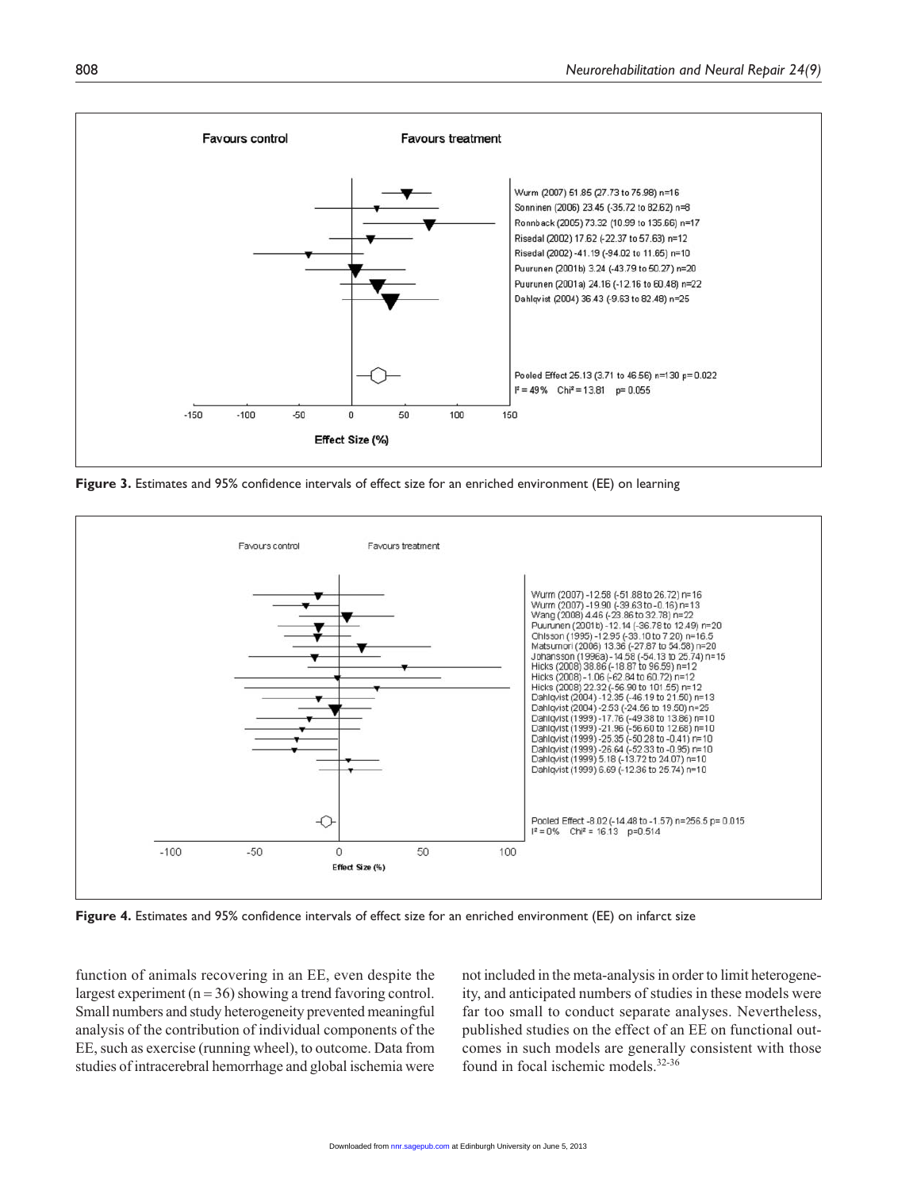Favours control

Favours treatment

Wurm (2007) 51.85 (27.73 to 75.98) n=16

Sonninen (2006) 23.45 (-35.72 to 82.62) n=8

Ronnback (2005) 73.32 (10.99 to 135.66) n=17

Risedal (2002) 17.62 (-22.37 to 57.63) n=12

Risedal (2002) -41.19 (-94.02 to 11.65) n=10

Puurunen (2001b) 3.24 (-43.79 to 50.27) n=20

Puurunen (2001a) 24.16 (-12.16 to 60.48) n=22

Dahlqvist (2004) 36.43 (-9.63 to 82.48) n=25

Pooled Effect 25.13 (3.71 to 46.56) n=130 p=0.022

I² = 49% Chi² = 13.81 p= 0.055

-150 -100 -50 0 50 100 150

Effect Size (%)

**Figure 3.** Estimates and 95% confidence intervals of effect size for an enriched environment (EE) on learning

Favours control

Favours treatment

Wurm (2007) -12.58 (-51.88 to 26.72) n=16

Wurm (2007) -19.90 (-39.63 to -0.16) n=13

Wang (2008) 4.46 (-23.86 to 32.78) n=22

Puurunen (2001b) -12.14 (-36.78 to 12.49) n=20

Ohlsson (1995) -12.95 (-33.10 to 7.20) n=16.5

Matsumori (2006) 13.36 (-27.87 to 54.58) n=20

Johansson (1996a) -14.56 (-54.13 to 25.74) n=15

Hicks (2008) 38.86 (-18.87 to 96.59) n=12

Hicks (2008) -1.06 (-62.84 to 60.72) n=12

Hicks (2008) 22.32 (-56.90 to 101.55) n=12

Dahlqvist (2004) -12.35 (-46.19 to 21.50) n=13

Dahlqvist (2004) -2.53 (-24.56 to 19.50) n=25

Dahlqvist (1999) -17.76 (-49.38 to 13.86) n=10

Dahlqvist (1999) -21.96 (-56.60 to 12.68) n=10

Dahlqvist (1999) -25.35 (-50.28 to -0.41) n=10

Dahlqvist (1999) -26.64 (-52.33 to -0.95) n=10

Dahlqvist (1999) 5.18 (-13.72 to 24.07) n=10

Dahlqvist (1999) 6.69 (-12.36 to 25.74) n=10

Pooled Effect -8.02 (-14.48 to -1.57) n=256.5 p= 0.015

I² = 0% Chi² = 16.13 p=0.514

-100 -50 0 50 100

Effect Size (%)

**Figure 4.** Estimates and 95% confidence intervals of effect size for an enriched environment (EE) on infarct size

function of animals recovering in an EE, even despite the largest experiment (n = 36) showing a trend favoring control. Small numbers and study heterogeneity prevented meaningful analysis of the contribution of individual components of the EE, such as exercise (running wheel), to outcome. Data from studies of intracerebral hemorrhage and global ischemia were not included in the meta-analysis in order to limit heterogeneity, and anticipated numbers of studies in these models were far too small to conduct separate analyses. Nevertheless, published studies on the effect of an EE on functional outcomes in such models are generally consistent with those found in focal ischemic models.[32-36]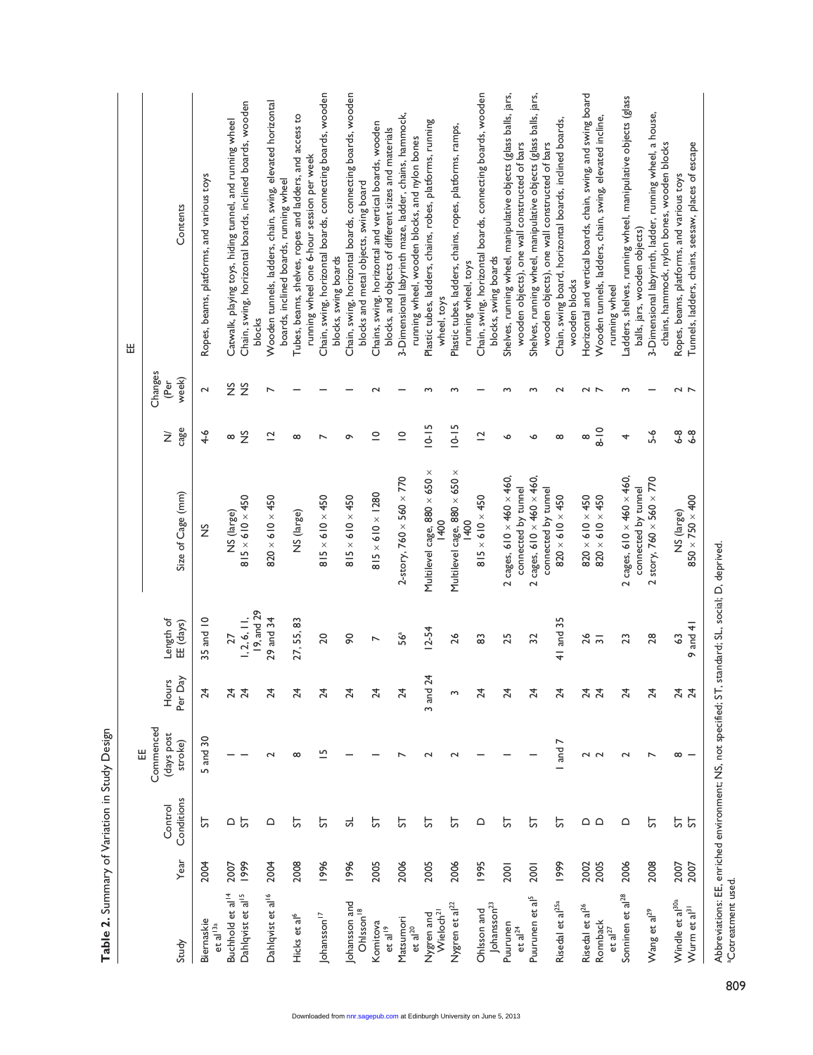**Table 2.** Summary of Variation in Study Design

| Study | Year | Control Conditions | EE Commenced (days post stroke) | Hours Per Day | Length of EE (days) | Size of Cage (mm) | N/ cage | Changes (Per week) | EE Contents |
|---|---|---|---|---|---|---|---|---|---|
| Biernaskie et al[13a] | 2004 | ST | 5 and 30 | 24 | 35 and 10 | NS | 4-6 | 2 | Ropes, beams, platforms, and various toys |
| Buchhold et al[14] | 2007 | D | 1 | 24 | 27 | NS (large) | 8 | NS | Catwalk, playing toys, hiding tunnel, and running wheel |
| Dahlqvist et al[15] | 1999 | ST | 1 | 24 | 1, 2, 6, 11, 19, and 29 | 815 × 610 × 450 | NS | NS | Chain, swing, horizontal boards, inclined boards, wooden blocks |
| Dahlqvist et al[16] | 2004 | D | 2 | 24 | 29 and 34 | 820 × 610 × 450 | 12 | 7 | Wooden tunnels, ladders, chain, swing, elevated horizontal boards, inclined boards, running wheel |
| Hicks et al[6] | 2008 | ST | 8 | 24 | 27, 55, 83 | NS (large) | 8 | 1 | Tubes, beams, shelves, ropes and ladders, and access to running wheel one 6-hour session per week |
| Johansson[17] | 1996 | ST | 15 | 24 | 20 | 815 × 610 × 450 | 7 | 1 | Chain, swing, horizontal boards, connecting boards, wooden blocks, swing boards |
| Johansson and Ohlsson[18] | 1996 | SL | 1 | 24 | 90 | 815 × 610 × 450 | 9 | 1 | Chain, swing, horizontal boards, connecting boards, wooden blocks and metal objects, swing board |
| Komitova et al[19] | 2005 | ST | 1 | 24 | 7 | 815 × 610 × 1280 | 10 | 2 | Chains, swing, horizontal and vertical boards, wooden blocks, and objects of different sizes and materials |
| Matsumori et al[20] | 2006 | ST | 7 | 24 | 56[a] | 2-story, 760 × 560 × 770 | 10 | 1 | 3-Dimensional labyrinth maze, ladder, chains, hammock, running wheel, wooden blocks, and nylon bones |
| Nygren and Wieloch[21] | 2005 | ST | 2 | 3 and 24 | 12-54 | Multilevel cage, 880 × 650 × 1400 | 10-15 | 3 | Plastic tubes, ladders, chains, robes, platforms, running wheel, toys |
| Nygren et al[22] | 2006 | ST | 2 | 3 | 26 | Multilevel cage, 880 × 650 × 1400 | 10-15 | 3 | Plastic tubes, ladders, chains, ropes, platforms, ramps, running wheel, toys |
| Ohlsson and Johansson[23] | 1995 | D | 1 | 24 | 83 | 815 × 610 × 450 | 12 | 1 | Chain, swing, horizontal boards, connecting boards, wooden blocks, swing boards |
| Puurunen et al[24] | 2001 | ST | 1 | 24 | 25 | 2 cages, 610 × 460 × 460, connected by tunnel | 6 | 3 | Shelves, running wheel, manipulative objects (glass balls, jars, wooden objects), one wall constructed of bars |
| Puurunen et al[5] | 2001 | ST | 1 | 24 | 32 | 2 cages, 610 × 460 × 460, connected by tunnel | 6 | 3 | Shelves, running wheel, manipulative objects (glass balls, jars, wooden objects), one wall constructed of bars |
| Risedal et al[25a] | 1999 | ST | 1 and 7 | 24 | 41 and 35 | 820 × 610 × 450 | 8 | 2 | Chain, swing board, horizontal boards, inclined boards, wooden blocks |
| Risedal et al[26] | 2002 | D | 2 | 24 | 26 | 820 × 610 × 450 | 8 | 2 | Horizontal and vertical boards, chain, swing, and swing board |
| Ronnback et al[27] | 2005 | D | 2 | 24 | 31 | 820 × 610 × 450 | 8-10 | 7 | Wooden tunnels, ladders, chain, swing, elevated incline, running wheel |
| Sonninen et al[28] | 2006 | D | 2 | 24 | 23 | 2 cages, 610 × 460 × 460, connected by tunnel | 4 | 3 | Ladders, shelves, running wheel, manipulative objects (glass balls, jars, wooden objects) |
| Wang et al[29] | 2008 | ST | 7 | 24 | 28 | 2 story, 760 × 560 × 770 | 5-6 | 1 | 3-Dimensional labyrinth, ladder, running wheel, a house, chains, hammock, nylon bones, wooden blocks |
| Windle et al[30a] | 2007 | ST | 8 | 24 | 63 | NS (large) | 6-8 | 2 | Ropes, beams, platforms, and various toys |
| Wurm et al[31] | 2007 | ST | 1 | 24 | 9 and 41 | 850 × 750 × 400 | 6-8 | 7 | Tunnels, ladders, chains, seesaw, places of escape |

Abbreviations: EE, enriched environment; NS, not specified; ST, standard; SL, social; D, deprived.
[a]Cotreatment used.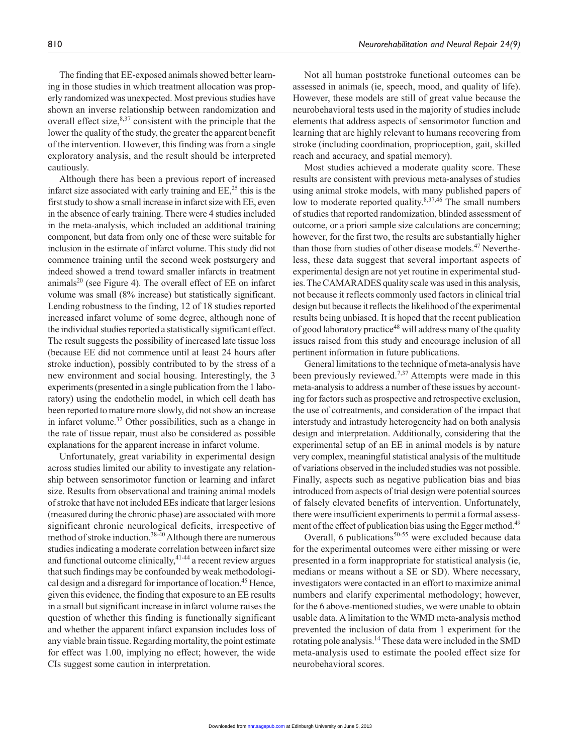The finding that EE-exposed animals showed better learning in those studies in which treatment allocation was properly randomized was unexpected. Most previous studies have shown an inverse relationship between randomization and overall effect size,[8,37] consistent with the principle that the lower the quality of the study, the greater the apparent benefit of the intervention. However, this finding was from a single exploratory analysis, and the result should be interpreted cautiously.

Although there has been a previous report of increased infarct size associated with early training and EE,[25] this is the first study to show a small increase in infarct size with EE, even in the absence of early training. There were 4 studies included in the meta-analysis, which included an additional training component, but data from only one of these were suitable for inclusion in the estimate of infarct volume. This study did not commence training until the second week postsurgery and indeed showed a trend toward smaller infarcts in treatment animals[20] (see Figure 4). The overall effect of EE on infarct volume was small (8% increase) but statistically significant. Lending robustness to the finding, 12 of 18 studies reported increased infarct volume of some degree, although none of the individual studies reported a statistically significant effect. The result suggests the possibility of increased late tissue loss (because EE did not commence until at least 24 hours after stroke induction), possibly contributed to by the stress of a new environment and social housing. Interestingly, the 3 experiments (presented in a single publication from the 1 laboratory) using the endothelin model, in which cell death has been reported to mature more slowly, did not show an increase in infarct volume.[32] Other possibilities, such as a change in the rate of tissue repair, must also be considered as possible explanations for the apparent increase in infarct volume.

Unfortunately, great variability in experimental design across studies limited our ability to investigate any relationship between sensorimotor function or learning and infarct size. Results from observational and training animal models of stroke that have not included EEs indicate that larger lesions (measured during the chronic phase) are associated with more significant chronic neurological deficits, irrespective of method of stroke induction.[38-40] Although there are numerous studies indicating a moderate correlation between infarct size and functional outcome clinically,[41-44] a recent review argues that such findings may be confounded by weak methodological design and a disregard for importance of location.[45] Hence, given this evidence, the finding that exposure to an EE results in a small but significant increase in infarct volume raises the question of whether this finding is functionally significant and whether the apparent infarct expansion includes loss of any viable brain tissue. Regarding mortality, the point estimate for effect was 1.00, implying no effect; however, the wide CIs suggest some caution in interpretation.

Not all human poststroke functional outcomes can be assessed in animals (ie, speech, mood, and quality of life). However, these models are still of great value because the neurobehavioral tests used in the majority of studies include elements that address aspects of sensorimotor function and learning that are highly relevant to humans recovering from stroke (including coordination, proprioception, gait, skilled reach and accuracy, and spatial memory).

Most studies achieved a moderate quality score. These results are consistent with previous meta-analyses of studies using animal stroke models, with many published papers of low to moderate reported quality.[8,37,46] The small numbers of studies that reported randomization, blinded assessment of outcome, or a priori sample size calculations are concerning; however, for the first two, the results are substantially higher than those from studies of other disease models.[47] Nevertheless, these data suggest that several important aspects of experimental design are not yet routine in experimental studies. The CAMARADES quality scale was used in this analysis, not because it reflects commonly used factors in clinical trial design but because it reflects the likelihood of the experimental results being unbiased. It is hoped that the recent publication of good laboratory practice[48] will address many of the quality issues raised from this study and encourage inclusion of all pertinent information in future publications.

General limitations to the technique of meta-analysis have been previously reviewed.[7,37] Attempts were made in this meta-analysis to address a number of these issues by accounting for factors such as prospective and retrospective exclusion, the use of cotreatments, and consideration of the impact that interstudy and intrastudy heterogeneity had on both analysis design and interpretation. Additionally, considering that the experimental setup of an EE in animal models is by nature very complex, meaningful statistical analysis of the multitude of variations observed in the included studies was not possible. Finally, aspects such as negative publication bias and bias introduced from aspects of trial design were potential sources of falsely elevated benefits of intervention. Unfortunately, there were insufficient experiments to permit a formal assessment of the effect of publication bias using the Egger method.[49]

Overall, 6 publications[50-55] were excluded because data for the experimental outcomes were either missing or were presented in a form inappropriate for statistical analysis (ie, medians or means without a SE or SD). Where necessary, investigators were contacted in an effort to maximize animal numbers and clarify experimental methodology; however, for the 6 above-mentioned studies, we were unable to obtain usable data. A limitation to the WMD meta-analysis method prevented the inclusion of data from 1 experiment for the rotating pole analysis.[14] These data were included in the SMD meta-analysis used to estimate the pooled effect size for neurobehavioral scores.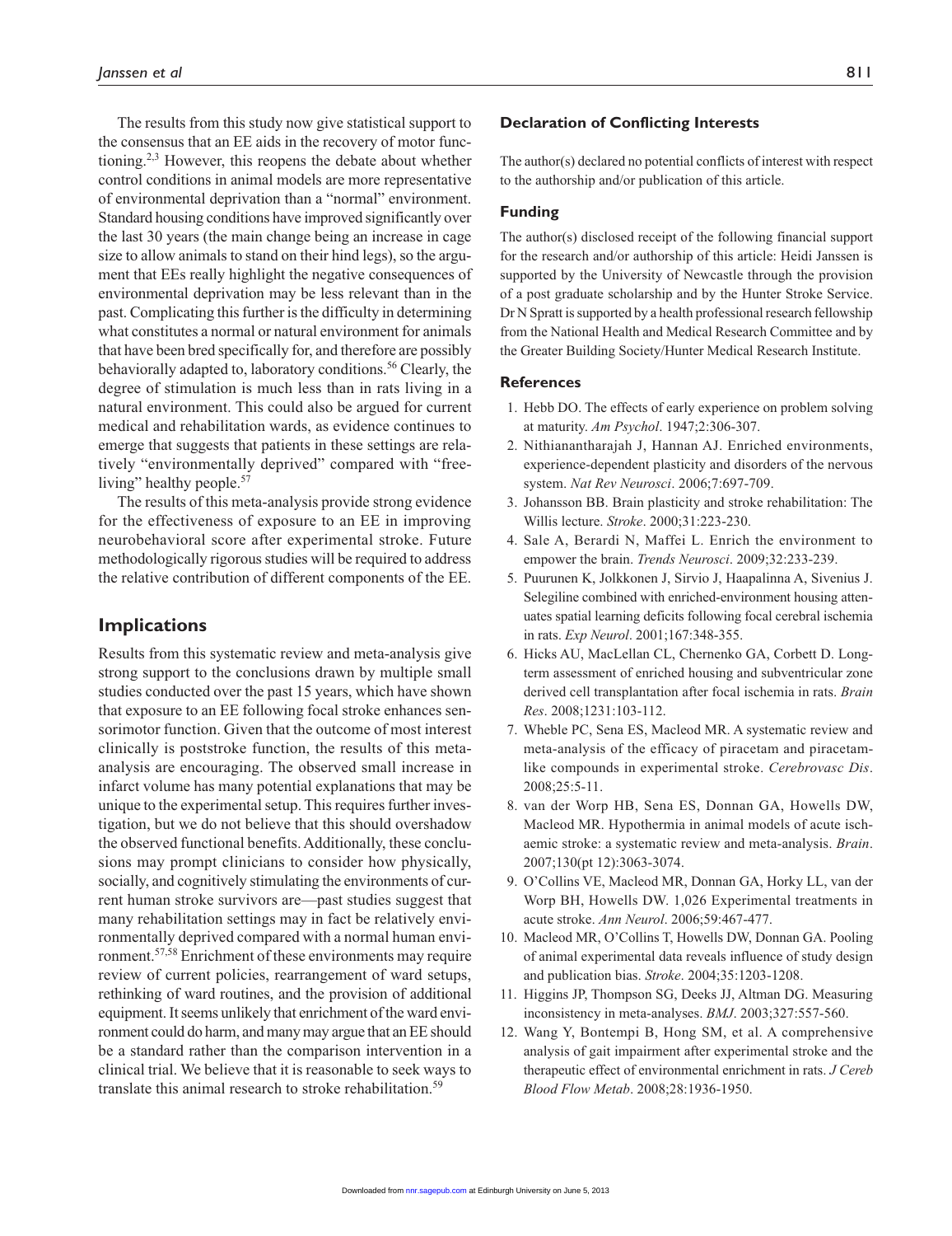The results from this study now give statistical support to the consensus that an EE aids in the recovery of motor functioning.[2,3] However, this reopens the debate about whether control conditions in animal models are more representative of environmental deprivation than a "normal" environment. Standard housing conditions have improved significantly over the last 30 years (the main change being an increase in cage size to allow animals to stand on their hind legs), so the argument that EEs really highlight the negative consequences of environmental deprivation may be less relevant than in the past. Complicating this further is the difficulty in determining what constitutes a normal or natural environment for animals that have been bred specifically for, and therefore are possibly behaviorally adapted to, laboratory conditions.[56] Clearly, the degree of stimulation is much less than in rats living in a natural environment. This could also be argued for current medical and rehabilitation wards, as evidence continues to emerge that suggests that patients in these settings are relatively "environmentally deprived" compared with "free-living" healthy people.[57]

The results of this meta-analysis provide strong evidence for the effectiveness of exposure to an EE in improving neurobehavioral score after experimental stroke. Future methodologically rigorous studies will be required to address the relative contribution of different components of the EE.

## Implications

Results from this systematic review and meta-analysis give strong support to the conclusions drawn by multiple small studies conducted over the past 15 years, which have shown that exposure to an EE following focal stroke enhances sensorimotor function. Given that the outcome of most interest clinically is poststroke function, the results of this meta-analysis are encouraging. The observed small increase in infarct volume has many potential explanations that may be unique to the experimental setup. This requires further investigation, but we do not believe that this should overshadow the observed functional benefits. Additionally, these conclusions may prompt clinicians to consider how physically, socially, and cognitively stimulating the environments of current human stroke survivors are—past studies suggest that many rehabilitation settings may in fact be relatively environmentally deprived compared with a normal human environment.[57,58] Enrichment of these environments may require review of current policies, rearrangement of ward setups, rethinking of ward routines, and the provision of additional equipment. It seems unlikely that enrichment of the ward environment could do harm, and many may argue that an EE should be a standard rather than the comparison intervention in a clinical trial. We believe that it is reasonable to seek ways to translate this animal research to stroke rehabilitation.[59]

### Declaration of Conflicting Interests

The author(s) declared no potential conflicts of interest with respect to the authorship and/or publication of this article.

### Funding

The author(s) disclosed receipt of the following financial support for the research and/or authorship of this article: Heidi Janssen is supported by the University of Newcastle through the provision of a post graduate scholarship and by the Hunter Stroke Service. Dr N Spratt is supported by a health professional research fellowship from the National Health and Medical Research Committee and by the Greater Building Society/Hunter Medical Research Institute.

### References

1. Hebb DO. The effects of early experience on problem solving at maturity. *Am Psychol*. 1947;2:306-307.
2. Nithianantharajah J, Hannan AJ. Enriched environments, experience-dependent plasticity and disorders of the nervous system. *Nat Rev Neurosci*. 2006;7:697-709.
3. Johansson BB. Brain plasticity and stroke rehabilitation: The Willis lecture. *Stroke*. 2000;31:223-230.
4. Sale A, Berardi N, Maffei L. Enrich the environment to empower the brain. *Trends Neurosci*. 2009;32:233-239.
5. Puurunen K, Jolkkonen J, Sirvio J, Haapalinna A, Sivenius J. Selegiline combined with enriched-environment housing attenuates spatial learning deficits following focal cerebral ischemia in rats. *Exp Neurol*. 2001;167:348-355.
6. Hicks AU, MacLellan CL, Chernenko GA, Corbett D. Long-term assessment of enriched housing and subventricular zone derived cell transplantation after focal ischemia in rats. *Brain Res*. 2008;1231:103-112.
7. Wheble PC, Sena ES, Macleod MR. A systematic review and meta-analysis of the efficacy of piracetam and piracetam-like compounds in experimental stroke. *Cerebrovasc Dis*. 2008;25:5-11.
8. van der Worp HB, Sena ES, Donnan GA, Howells DW, Macleod MR. Hypothermia in animal models of acute ischaemic stroke: a systematic review and meta-analysis. *Brain*. 2007;130(pt 12):3063-3074.
9. O'Collins VE, Macleod MR, Donnan GA, Horky LL, van der Worp BH, Howells DW. 1,026 Experimental treatments in acute stroke. *Ann Neurol*. 2006;59:467-477.
10. Macleod MR, O'Collins T, Howells DW, Donnan GA. Pooling of animal experimental data reveals influence of study design and publication bias. *Stroke*. 2004;35:1203-1208.
11. Higgins JP, Thompson SG, Deeks JJ, Altman DG. Measuring inconsistency in meta-analyses. *BMJ*. 2003;327:557-560.
12. Wang Y, Bontempi B, Hong SM, et al. A comprehensive analysis of gait impairment after experimental stroke and the therapeutic effect of environmental enrichment in rats. *J Cereb Blood Flow Metab*. 2008;28:1936-1950.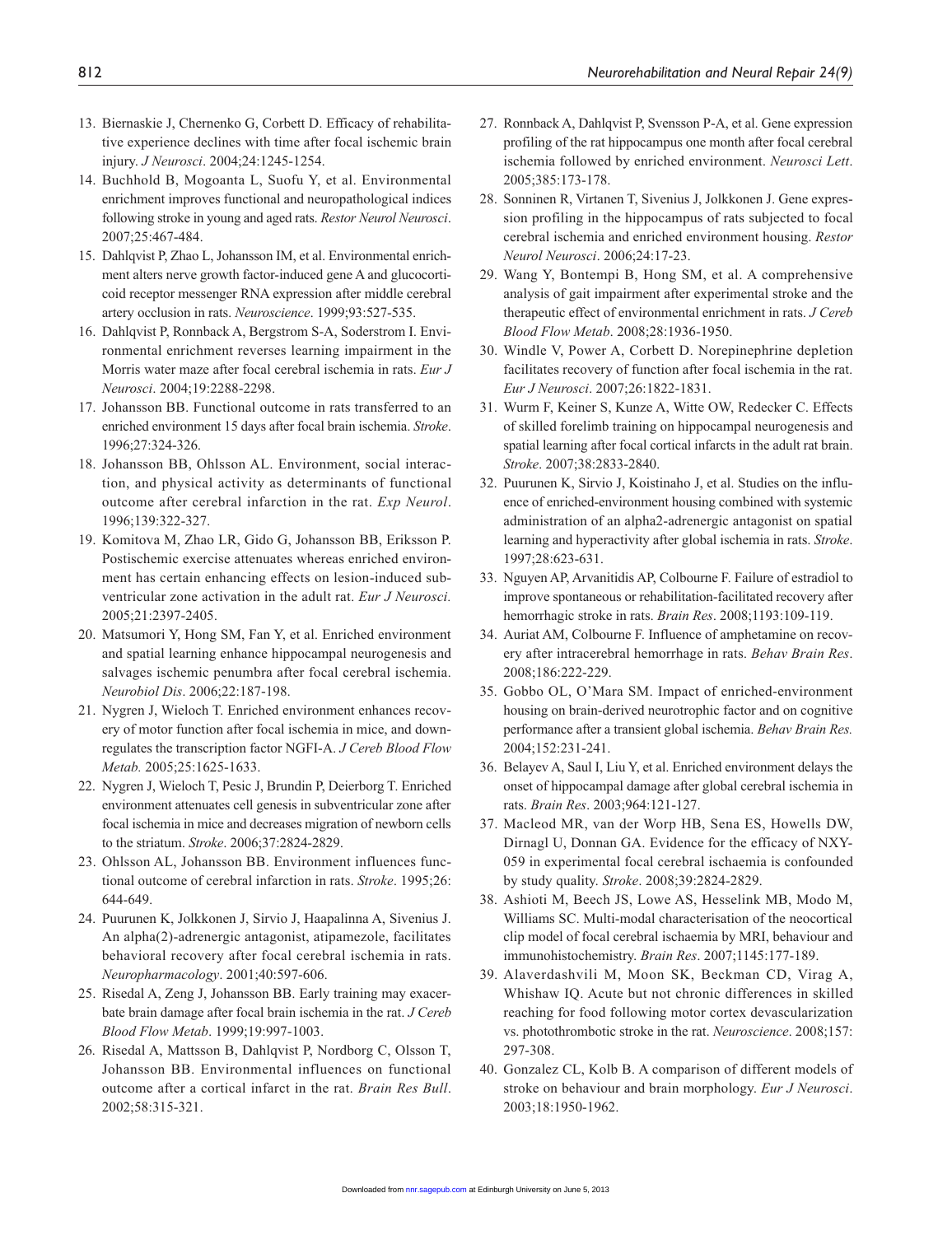13. Biernaskie J, Chernenko G, Corbett D. Efficacy of rehabilitative experience declines with time after focal ischemic brain injury. *J Neurosci*. 2004;24:1245-1254.
14. Buchhold B, Mogoanta L, Suofu Y, et al. Environmental enrichment improves functional and neuropathological indices following stroke in young and aged rats. *Restor Neurol Neurosci*. 2007;25:467-484.
15. Dahlqvist P, Zhao L, Johansson IM, et al. Environmental enrichment alters nerve growth factor-induced gene A and glucocorticoid receptor messenger RNA expression after middle cerebral artery occlusion in rats. *Neuroscience*. 1999;93:527-535.
16. Dahlqvist P, Ronnback A, Bergstrom S-A, Soderstrom I. Environmental enrichment reverses learning impairment in the Morris water maze after focal cerebral ischemia in rats. *Eur J Neurosci*. 2004;19:2288-2298.
17. Johansson BB. Functional outcome in rats transferred to an enriched environment 15 days after focal brain ischemia. *Stroke*. 1996;27:324-326.
18. Johansson BB, Ohlsson AL. Environment, social interaction, and physical activity as determinants of functional outcome after cerebral infarction in the rat. *Exp Neurol*. 1996;139:322-327.
19. Komitova M, Zhao LR, Gido G, Johansson BB, Eriksson P. Postischemic exercise attenuates whereas enriched environment has certain enhancing effects on lesion-induced subventricular zone activation in the adult rat. *Eur J Neurosci*. 2005;21:2397-2405.
20. Matsumori Y, Hong SM, Fan Y, et al. Enriched environment and spatial learning enhance hippocampal neurogenesis and salvages ischemic penumbra after focal cerebral ischemia. *Neurobiol Dis*. 2006;22:187-198.
21. Nygren J, Wieloch T. Enriched environment enhances recovery of motor function after focal ischemia in mice, and downregulates the transcription factor NGFI-A. *J Cereb Blood Flow Metab.* 2005;25:1625-1633.
22. Nygren J, Wieloch T, Pesic J, Brundin P, Deierborg T. Enriched environment attenuates cell genesis in subventricular zone after focal ischemia in mice and decreases migration of newborn cells to the striatum. *Stroke*. 2006;37:2824-2829.
23. Ohlsson AL, Johansson BB. Environment influences functional outcome of cerebral infarction in rats. *Stroke*. 1995;26: 644-649.
24. Puurunen K, Jolkkonen J, Sirvio J, Haapalinna A, Sivenius J. An alpha(2)-adrenergic antagonist, atipamezole, facilitates behavioral recovery after focal cerebral ischemia in rats. *Neuropharmacology*. 2001;40:597-606.
25. Risedal A, Zeng J, Johansson BB. Early training may exacerbate brain damage after focal brain ischemia in the rat. *J Cereb Blood Flow Metab*. 1999;19:997-1003.
26. Risedal A, Mattsson B, Dahlqvist P, Nordborg C, Olsson T, Johansson BB. Environmental influences on functional outcome after a cortical infarct in the rat. *Brain Res Bull*. 2002;58:315-321.
27. Ronnback A, Dahlqvist P, Svensson P-A, et al. Gene expression profiling of the rat hippocampus one month after focal cerebral ischemia followed by enriched environment. *Neurosci Lett*. 2005;385:173-178.
28. Sonninen R, Virtanen T, Sivenius J, Jolkkonen J. Gene expression profiling in the hippocampus of rats subjected to focal cerebral ischemia and enriched environment housing. *Restor Neurol Neurosci*. 2006;24:17-23.
29. Wang Y, Bontempi B, Hong SM, et al. A comprehensive analysis of gait impairment after experimental stroke and the therapeutic effect of environmental enrichment in rats. *J Cereb Blood Flow Metab*. 2008;28:1936-1950.
30. Windle V, Power A, Corbett D. Norepinephrine depletion facilitates recovery of function after focal ischemia in the rat. *Eur J Neurosci*. 2007;26:1822-1831.
31. Wurm F, Keiner S, Kunze A, Witte OW, Redecker C. Effects of skilled forelimb training on hippocampal neurogenesis and spatial learning after focal cortical infarcts in the adult rat brain. *Stroke*. 2007;38:2833-2840.
32. Puurunen K, Sirvio J, Koistinaho J, et al. Studies on the influence of enriched-environment housing combined with systemic administration of an alpha2-adrenergic antagonist on spatial learning and hyperactivity after global ischemia in rats. *Stroke*. 1997;28:623-631.
33. Nguyen AP, Arvanitidis AP, Colbourne F. Failure of estradiol to improve spontaneous or rehabilitation-facilitated recovery after hemorrhagic stroke in rats. *Brain Res*. 2008;1193:109-119.
34. Auriat AM, Colbourne F. Influence of amphetamine on recovery after intracerebral hemorrhage in rats. *Behav Brain Res*. 2008;186:222-229.
35. Gobbo OL, O'Mara SM. Impact of enriched-environment housing on brain-derived neurotrophic factor and on cognitive performance after a transient global ischemia. *Behav Brain Res.* 2004;152:231-241.
36. Belayev A, Saul I, Liu Y, et al. Enriched environment delays the onset of hippocampal damage after global cerebral ischemia in rats. *Brain Res*. 2003;964:121-127.
37. Macleod MR, van der Worp HB, Sena ES, Howells DW, Dirnagl U, Donnan GA. Evidence for the efficacy of NXY-059 in experimental focal cerebral ischaemia is confounded by study quality. *Stroke*. 2008;39:2824-2829.
38. Ashioti M, Beech JS, Lowe AS, Hesselink MB, Modo M, Williams SC. Multi-modal characterisation of the neocortical clip model of focal cerebral ischaemia by MRI, behaviour and immunohistochemistry. *Brain Res*. 2007;1145:177-189.
39. Alaverdashvili M, Moon SK, Beckman CD, Virag A, Whishaw IQ. Acute but not chronic differences in skilled reaching for food following motor cortex devascularization vs. photothrombotic stroke in the rat. *Neuroscience*. 2008;157: 297-308.
40. Gonzalez CL, Kolb B. A comparison of different models of stroke on behaviour and brain morphology. *Eur J Neurosci*. 2003;18:1950-1962.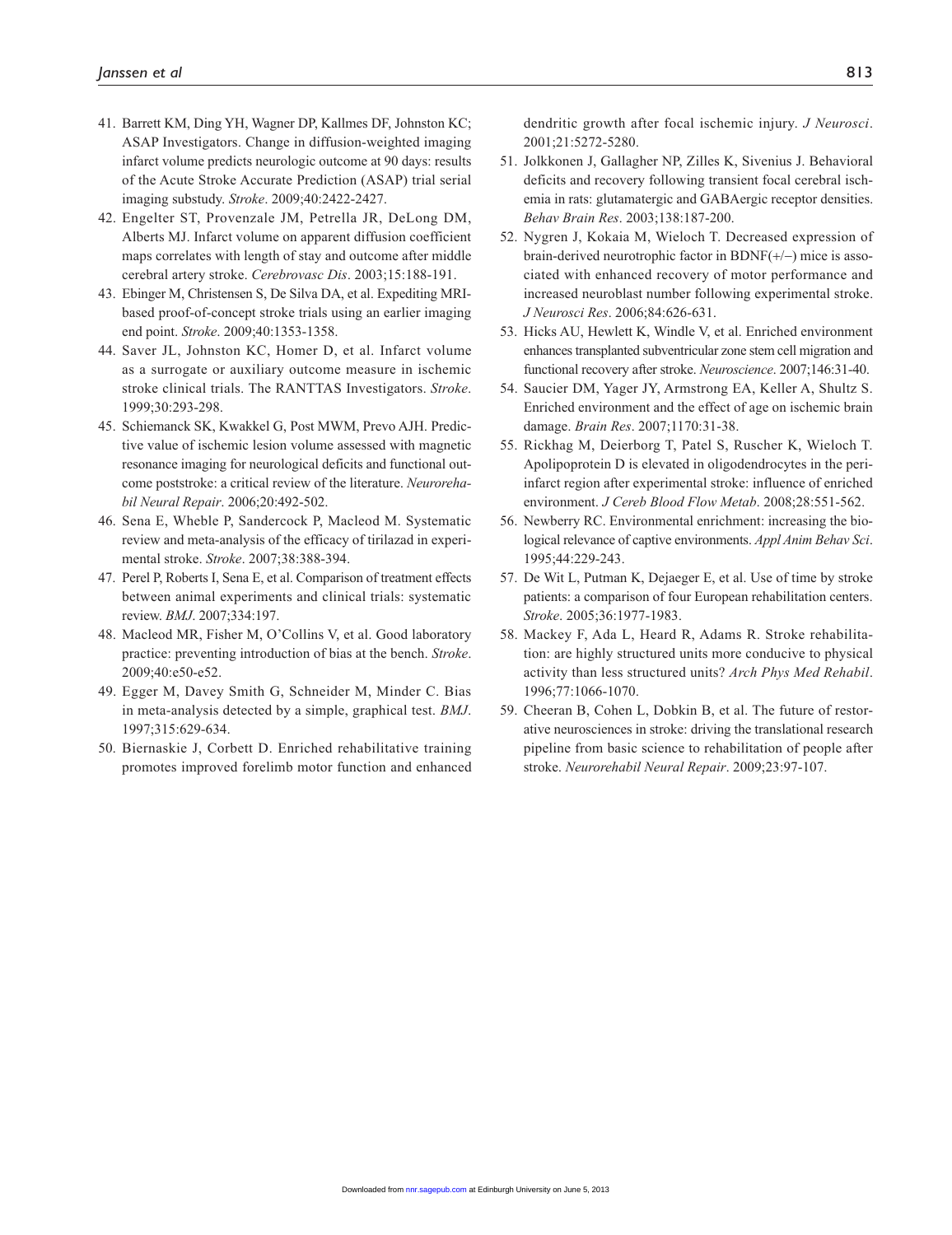41. Barrett KM, Ding YH, Wagner DP, Kallmes DF, Johnston KC; ASAP Investigators. Change in diffusion-weighted imaging infarct volume predicts neurologic outcome at 90 days: results of the Acute Stroke Accurate Prediction (ASAP) trial serial imaging substudy. *Stroke*. 2009;40:2422-2427.
42. Engelter ST, Provenzale JM, Petrella JR, DeLong DM, Alberts MJ. Infarct volume on apparent diffusion coefficient maps correlates with length of stay and outcome after middle cerebral artery stroke. *Cerebrovasc Dis*. 2003;15:188-191.
43. Ebinger M, Christensen S, De Silva DA, et al. Expediting MRI-based proof-of-concept stroke trials using an earlier imaging end point. *Stroke*. 2009;40:1353-1358.
44. Saver JL, Johnston KC, Homer D, et al. Infarct volume as a surrogate or auxiliary outcome measure in ischemic stroke clinical trials. The RANTTAS Investigators. *Stroke*. 1999;30:293-298.
45. Schiemanck SK, Kwakkel G, Post MWM, Prevo AJH. Predictive value of ischemic lesion volume assessed with magnetic resonance imaging for neurological deficits and functional outcome poststroke: a critical review of the literature. *Neurorehabil Neural Repair*. 2006;20:492-502.
46. Sena E, Wheble P, Sandercock P, Macleod M. Systematic review and meta-analysis of the efficacy of tirilazad in experimental stroke. *Stroke*. 2007;38:388-394.
47. Perel P, Roberts I, Sena E, et al. Comparison of treatment effects between animal experiments and clinical trials: systematic review. *BMJ*. 2007;334:197.
48. Macleod MR, Fisher M, O'Collins V, et al. Good laboratory practice: preventing introduction of bias at the bench. *Stroke*. 2009;40:e50-e52.
49. Egger M, Davey Smith G, Schneider M, Minder C. Bias in meta-analysis detected by a simple, graphical test. *BMJ*. 1997;315:629-634.
50. Biernaskie J, Corbett D. Enriched rehabilitative training promotes improved forelimb motor function and enhanced dendritic growth after focal ischemic injury. *J Neurosci*. 2001;21:5272-5280.
51. Jolkkonen J, Gallagher NP, Zilles K, Sivenius J. Behavioral deficits and recovery following transient focal cerebral ischemia in rats: glutamatergic and GABAergic receptor densities. *Behav Brain Res*. 2003;138:187-200.
52. Nygren J, Kokaia M, Wieloch T. Decreased expression of brain-derived neurotrophic factor in BDNF(+/−) mice is associated with enhanced recovery of motor performance and increased neuroblast number following experimental stroke. *J Neurosci Res*. 2006;84:626-631.
53. Hicks AU, Hewlett K, Windle V, et al. Enriched environment enhances transplanted subventricular zone stem cell migration and functional recovery after stroke. *Neuroscience*. 2007;146:31-40.
54. Saucier DM, Yager JY, Armstrong EA, Keller A, Shultz S. Enriched environment and the effect of age on ischemic brain damage. *Brain Res*. 2007;1170:31-38.
55. Rickhag M, Deierborg T, Patel S, Ruscher K, Wieloch T. Apolipoprotein D is elevated in oligodendrocytes in the peri-infarct region after experimental stroke: influence of enriched environment. *J Cereb Blood Flow Metab*. 2008;28:551-562.
56. Newberry RC. Environmental enrichment: increasing the biological relevance of captive environments. *Appl Anim Behav Sci*. 1995;44:229-243.
57. De Wit L, Putman K, Dejaeger E, et al. Use of time by stroke patients: a comparison of four European rehabilitation centers. *Stroke*. 2005;36:1977-1983.
58. Mackey F, Ada L, Heard R, Adams R. Stroke rehabilitation: are highly structured units more conducive to physical activity than less structured units? *Arch Phys Med Rehabil*. 1996;77:1066-1070.
59. Cheeran B, Cohen L, Dobkin B, et al. The future of restorative neurosciences in stroke: driving the translational research pipeline from basic science to rehabilitation of people after stroke. *Neurorehabil Neural Repair*. 2009;23:97-107.